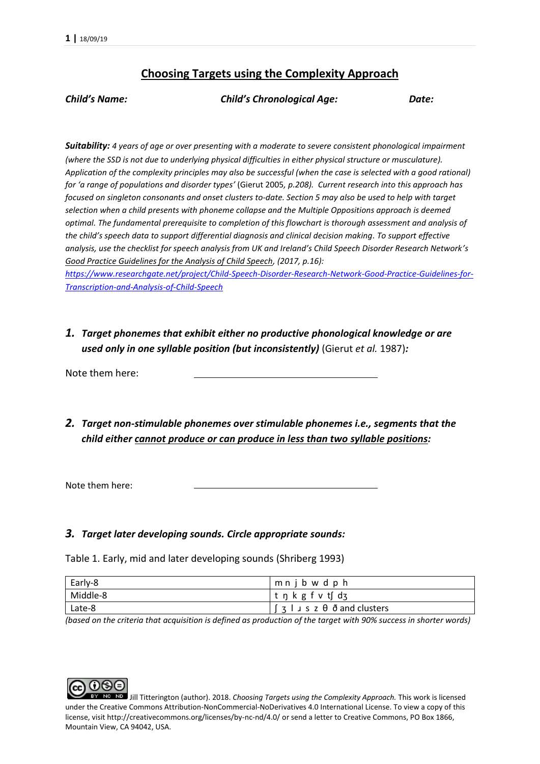# Choosing Targets using the Complexity Approach

***Child's Name:*** ***Child's Chronological Age:*** ***Date:***

***Suitability:*** *4 years of age or over presenting with a moderate to severe consistent phonological impairment (where the SSD is not due to underlying physical difficulties in either physical structure or musculature). Application of the complexity principles may also be successful (when the case is selected with a good rational) for 'a range of populations and disorder types'* (Gierut 2005*, p.208). Current research into this approach has focused on singleton consonants and onset clusters to-date. Section 5 may also be used to help with target selection when a child presents with phoneme collapse and the Multiple Oppositions approach is deemed optimal. The fundamental prerequisite to completion of this flowchart is thorough assessment and analysis of the child's speech data to support differential diagnosis and clinical decision making. To support effective analysis, use the checklist for speech analysis from UK and Ireland's Child Speech Disorder Research Network's* *Good Practice Guidelines for the Analysis of Child Speech*, *(2017, p.16):*
[https://www.researchgate.net/project/Child-Speech-Disorder-Research-Network-Good-Practice-Guidelines-for-Transcription-and-Analysis-of-Child-Speech](https://www.researchgate.net/project/Child-Speech-Disorder-Research-Network-Good-Practice-Guidelines-for-Transcription-and-Analysis-of-Child-Speech)

### 1. ***Target phonemes that exhibit either no productive phonological knowledge or are used only in one syllable position (but inconsistently)*** (Gierut *et al.* 1987)***:***

Note them here: ______________________________

### 2. ***Target non-stimulable phonemes over stimulable phonemes i.e., segments that the child either cannot produce or can produce in less than two syllable positions:***

Note them here: ______________________________

### 3. ***Target later developing sounds. Circle appropriate sounds:***

Table 1. Early, mid and later developing sounds (Shriberg 1993)

| Early-8 | m n j b w d p h |
|---|---|
| Middle-8 | t ŋ k g f v tʃ dʒ |
| Late-8 | ʃ ʒ l ɹ s z θ ð and clusters |

*(based on the criteria that acquisition is defined as production of the target with 90% success in shorter words)*

Jill Titterington (author). 2018. *Choosing Targets using the Complexity Approach.* This work is licensed under the Creative Commons Attribution-NonCommercial-NoDerivatives 4.0 International License. To view a copy of this license, visit http://creativecommons.org/licenses/by-nc-nd/4.0/ or send a letter to Creative Commons, PO Box 1866, Mountain View, CA 94042, USA.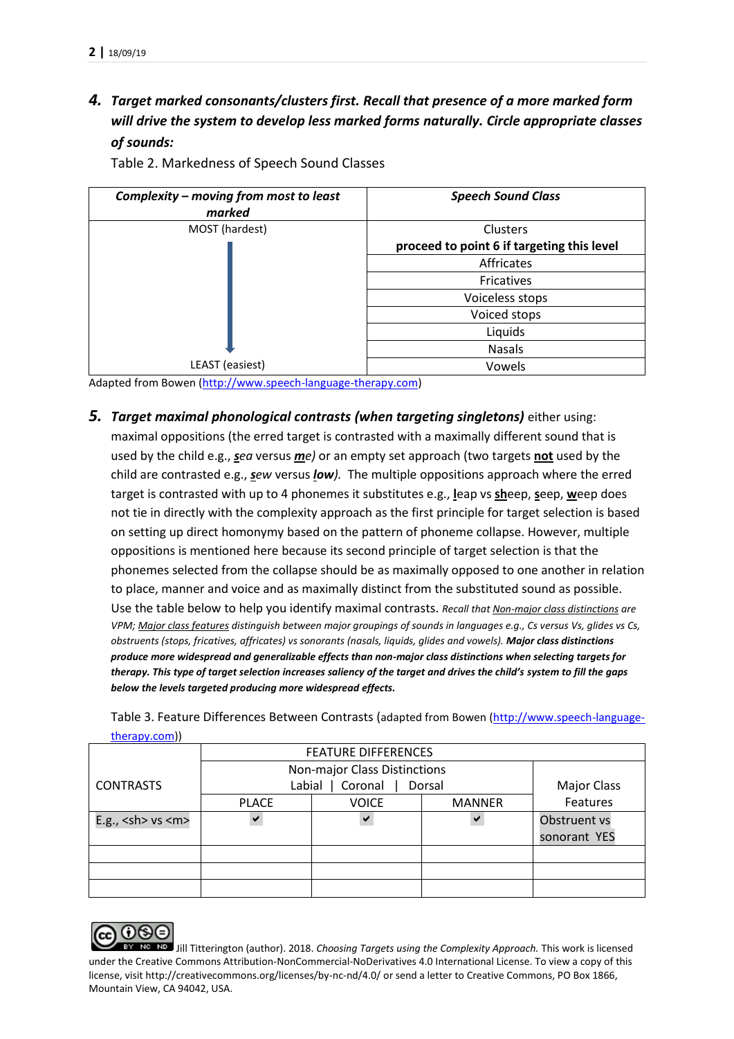### 4. *Target marked consonants/clusters first. Recall that presence of a more marked form will drive the system to develop less marked forms naturally. Circle appropriate classes of sounds:*

Table 2. Markedness of Speech Sound Classes

| ***Complexity – moving from most to least marked*** | ***Speech Sound Class*** |
|---|---|
| MOST (hardest) | Clusters **proceed to point 6 if targeting this level** |
| | Affricates |
| | Fricatives |
| | Voiceless stops |
| | Voiced stops |
| | Liquids |
| | Nasals |
| LEAST (easiest) | Vowels |

Adapted from Bowen (http://www.speech-language-therapy.com)

### 5. *Target maximal phonological contrasts (when targeting singletons)* either using:

maximal oppositions (the erred target is contrasted with a maximally different sound that is used by the child e.g., ***s**ea* versus ***m**e)* or an empty set approach (two targets **not** used by the child are contrasted e.g., ***s**ew* versus ***l**ow).* The multiple oppositions approach where the erred target is contrasted with up to 4 phonemes it substitutes e.g., **l**eap vs **sh**eep, **s**eep, **w**eep does not tie in directly with the complexity approach as the first principle for target selection is based on setting up direct homonymy based on the pattern of phoneme collapse. However, multiple oppositions is mentioned here because its second principle of target selection is that the phonemes selected from the collapse should be as maximally opposed to one another in relation to place, manner and voice and as maximally distinct from the substituted sound as possible. Use the table below to help you identify maximal contrasts. *Recall that Non-major class distinctions are VPM; Major class features distinguish between major groupings of sounds in languages e.g., Cs versus Vs, glides vs Cs, obstruents (stops, fricatives, affricates) vs sonorants (nasals, liquids, glides and vowels).* ***Major class distinctions produce more widespread and generalizable effects than non-major class distinctions when selecting targets for therapy. This type of target selection increases saliency of the target and drives the child's system to fill the gaps below the levels targeted producing more widespread effects.***

Table 3. Feature Differences Between Contrasts (adapted from Bowen (http://www.speech-language-therapy.com))

| CONTRASTS | FEATURE DIFFERENCES | | | |
|---|---|---|---|---|
| | Non-major Class Distinctions Labial \| Coronal \| Dorsal | | | Major Class Features |
| | PLACE | VOICE | MANNER | |
| E.g., <sh> vs <m> | ✔ | ✔ | ✔ | Obstruent vs sonorant YES |
| | | | | |
| | | | | |
| | | | | |

Jill Titterington (author). 2018. *Choosing Targets using the Complexity Approach.* This work is licensed under the Creative Commons Attribution-NonCommercial-NoDerivatives 4.0 International License. To view a copy of this license, visit http://creativecommons.org/licenses/by-nc-nd/4.0/ or send a letter to Creative Commons, PO Box 1866, Mountain View, CA 94042, USA.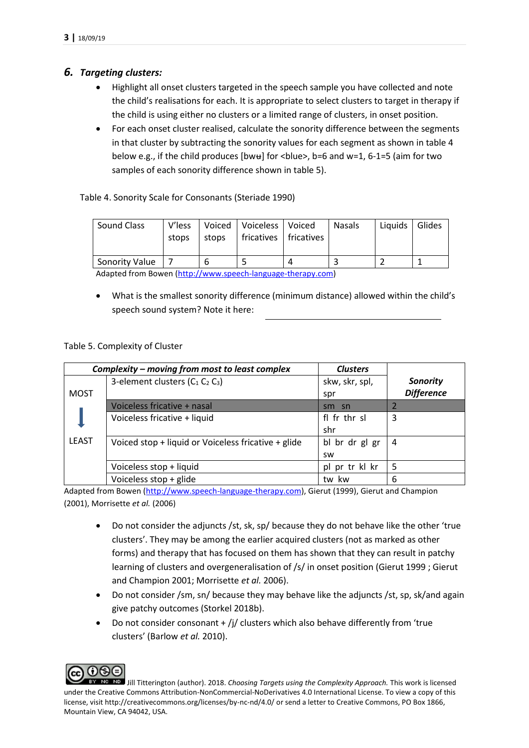## 6. *Targeting clusters:*

- Highlight all onset clusters targeted in the speech sample you have collected and note the child's realisations for each. It is appropriate to select clusters to target in therapy if the child is using either no clusters or a limited range of clusters, in onset position.
- For each onset cluster realised, calculate the sonority difference between the segments in that cluster by subtracting the sonority values for each segment as shown in table 4 below e.g., if the child produces [bwʉ] for <blue>, b=6 and w=1, 6-1=5 (aim for two samples of each sonority difference shown in table 5).

Table 4. Sonority Scale for Consonants (Steriade 1990)

| Sound Class | V'less stops | Voiced stops | Voiceless fricatives | Voiced fricatives | Nasals | Liquids | Glides |
|---|---|---|---|---|---|---|---|
| Sonority Value | 7 | 6 | 5 | 4 | 3 | 2 | 1 |

Adapted from Bowen (http://www.speech-language-therapy.com)

- What is the smallest sonority difference (minimum distance) allowed within the child's speech sound system? Note it here: \_\_\_\_\_\_\_\_\_\_\_\_\_\_\_\_\_\_\_\_\_\_\_\_\_\_

Table 5. Complexity of Cluster

| ***Complexity – moving from most to least complex*** | | ***Clusters*** | ***Sonority Difference*** |
|---|---|---|---|
| MOST | 3-element clusters ($C_1$ $C_2$ $C_3$) | skw, skr, spl, spr | |
| ↓ | Voiceless fricative + nasal | sm sn | 2 |
| | Voiceless fricative + liquid | fl fr thr sl shr | 3 |
| LEAST | Voiced stop + liquid or Voiceless fricative + glide | bl br dr gl gr sw | 4 |
| | Voiceless stop + liquid | pl pr tr kl kr | 5 |
| | Voiceless stop + glide | tw kw | 6 |

Adapted from Bowen (http://www.speech-language-therapy.com), Gierut (1999), Gierut and Champion (2001), Morrisette *et al.* (2006)

- Do not consider the adjuncts /st, sk, sp/ because they do not behave like the other 'true clusters'. They may be among the earlier acquired clusters (not as marked as other forms) and therapy that has focused on them has shown that they can result in patchy learning of clusters and overgeneralisation of /s/ in onset position (Gierut 1999 ; Gierut and Champion 2001; Morrisette *et al.* 2006).
- Do not consider /sm, sn/ because they may behave like the adjuncts /st, sp, sk/and again give patchy outcomes (Storkel 2018b).
- Do not consider consonant + /j/ clusters which also behave differently from 'true clusters' (Barlow *et al.* 2010).

Jill Titterington (author). 2018. *Choosing Targets using the Complexity Approach.* This work is licensed under the Creative Commons Attribution-NonCommercial-NoDerivatives 4.0 International License. To view a copy of this license, visit http://creativecommons.org/licenses/by-nc-nd/4.0/ or send a letter to Creative Commons, PO Box 1866, Mountain View, CA 94042, USA.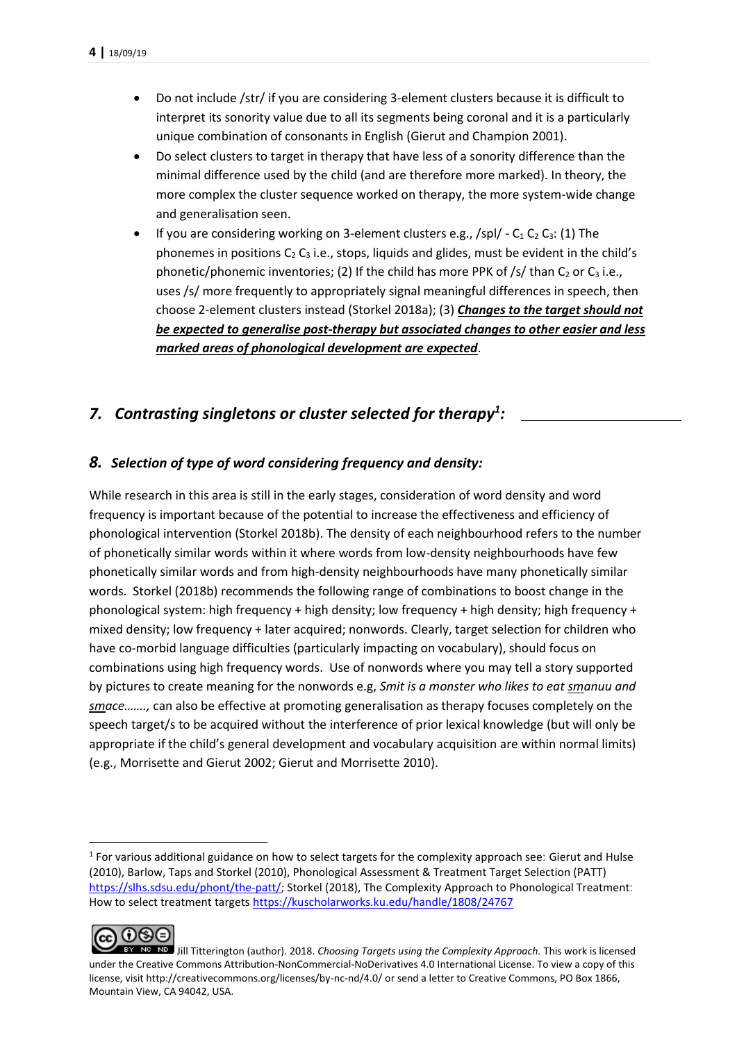- Do not include /str/ if you are considering 3-element clusters because it is difficult to interpret its sonority value due to all its segments being coronal and it is a particularly unique combination of consonants in English (Gierut and Champion 2001).
- Do select clusters to target in therapy that have less of a sonority difference than the minimal difference used by the child (and are therefore more marked). In theory, the more complex the cluster sequence worked on therapy, the more system-wide change and generalisation seen.
- If you are considering working on 3-element clusters e.g., /spl/ - $C_1$ $C_2$ $C_3$: (1) The phonemes in positions $C_2$ $C_3$ i.e., stops, liquids and glides, must be evident in the child's phonetic/phonemic inventories; (2) If the child has more PPK of /s/ than $C_2$ or $C_3$ i.e., uses /s/ more frequently to appropriately signal meaningful differences in speech, then choose 2-element clusters instead (Storkel 2018a); (3) ***Changes to the target should not be expected to generalise post-therapy but associated changes to other easier and less marked areas of phonological development are expected***.

## *7. Contrasting singletons or cluster selected for therapy[1]:* ____________________

### *8. Selection of type of word considering frequency and density:*

While research in this area is still in the early stages, consideration of word density and word frequency is important because of the potential to increase the effectiveness and efficiency of phonological intervention (Storkel 2018b). The density of each neighbourhood refers to the number of phonetically similar words within it where words from low-density neighbourhoods have few phonetically similar words and from high-density neighbourhoods have many phonetically similar words. Storkel (2018b) recommends the following range of combinations to boost change in the phonological system: high frequency + high density; low frequency + high density; high frequency + mixed density; low frequency + later acquired; nonwords. Clearly, target selection for children who have co-morbid language difficulties (particularly impacting on vocabulary), should focus on combinations using high frequency words. Use of nonwords where you may tell a story supported by pictures to create meaning for the nonwords e.g, *Smit is a monster who likes to eat smanuu and smace……,* can also be effective at promoting generalisation as therapy focuses completely on the speech target/s to be acquired without the interference of prior lexical knowledge (but will only be appropriate if the child's general development and vocabulary acquisition are within normal limits) (e.g., Morrisette and Gierut 2002; Gierut and Morrisette 2010).

[1] For various additional guidance on how to select targets for the complexity approach see: Gierut and Hulse (2010), Barlow, Taps and Storkel (2010), Phonological Assessment & Treatment Target Selection (PATT) https://slhs.sdsu.edu/phont/the-patt/; Storkel (2018), The Complexity Approach to Phonological Treatment: How to select treatment targets https://kuscholarworks.ku.edu/handle/1808/24767

Jill Titterington (author). 2018. *Choosing Targets using the Complexity Approach.* This work is licensed under the Creative Commons Attribution-NonCommercial-NoDerivatives 4.0 International License. To view a copy of this license, visit http://creativecommons.org/licenses/by-nc-nd/4.0/ or send a letter to Creative Commons, PO Box 1866, Mountain View, CA 94042, USA.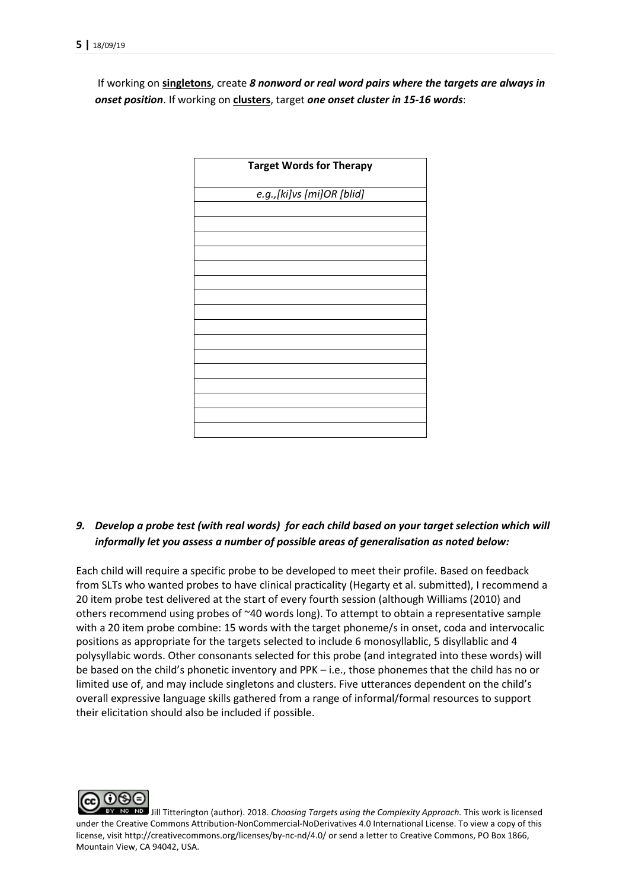If working on **singletons**, create ***8 nonword or real word pairs where the targets are always in onset position***. If working on **clusters**, target ***one onset cluster in 15-16 words***:

| Target Words for Therapy |
|---|
| *e.g.,[ki]vs [mi]OR [blid]* |
| |
| |
| |
| |
| |
| |
| |
| |
| |
| |
| |
| |
| |
| |
| |
| |

## *9. Develop a probe test (with real words) for each child based on your target selection which will informally let you assess a number of possible areas of generalisation as noted below:*

Each child will require a specific probe to be developed to meet their profile. Based on feedback from SLTs who wanted probes to have clinical practicality (Hegarty et al. submitted), I recommend a 20 item probe test delivered at the start of every fourth session (although Williams (2010) and others recommend using probes of ~40 words long). To attempt to obtain a representative sample with a 20 item probe combine: 15 words with the target phoneme/s in onset, coda and intervocalic positions as appropriate for the targets selected to include 6 monosyllablic, 5 disyllablic and 4 polysyllabic words. Other consonants selected for this probe (and integrated into these words) will be based on the child's phonetic inventory and PPK – i.e., those phonemes that the child has no or limited use of, and may include singletons and clusters. Five utterances dependent on the child's overall expressive language skills gathered from a range of informal/formal resources to support their elicitation should also be included if possible.

Jill Titterington (author). 2018. *Choosing Targets using the Complexity Approach.* This work is licensed under the Creative Commons Attribution-NonCommercial-NoDerivatives 4.0 International License. To view a copy of this license, visit http://creativecommons.org/licenses/by-nc-nd/4.0/ or send a letter to Creative Commons, PO Box 1866, Mountain View, CA 94042, USA.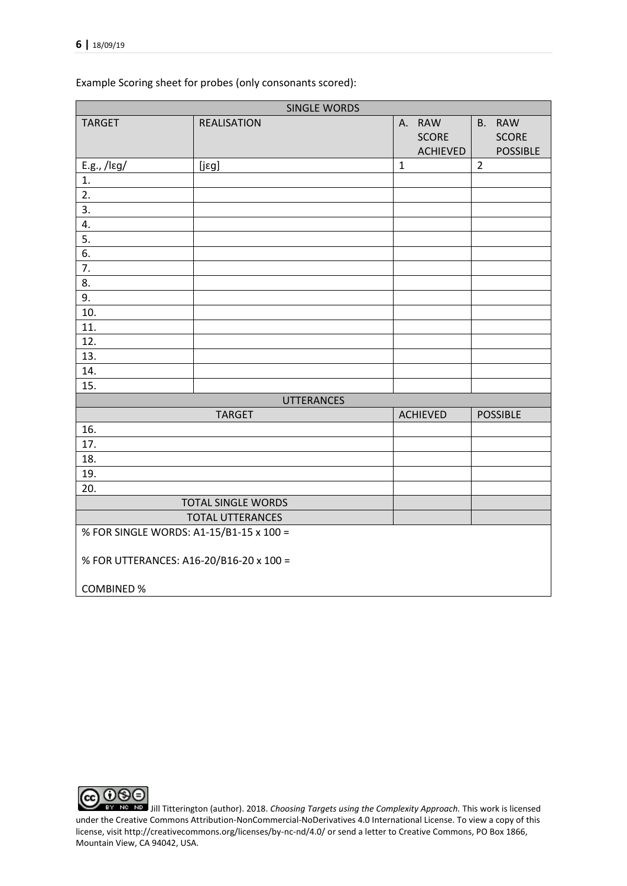Example Scoring sheet for probes (only consonants scored):

| SINGLE WORDS | | | |
|---|---|---|---|
| TARGET | REALISATION | A. RAW SCORE ACHIEVED | B. RAW SCORE POSSIBLE |
| E.g., /lɛg/ | [jɛg] | 1 | 2 |
| 1. | | | |
| 2. | | | |
| 3. | | | |
| 4. | | | |
| 5. | | | |
| 6. | | | |
| 7. | | | |
| 8. | | | |
| 9. | | | |
| 10. | | | |
| 11. | | | |
| 12. | | | |
| 13. | | | |
| 14. | | | |
| 15. | | | |
| UTTERANCES | | | |
| TARGET | | ACHIEVED | POSSIBLE |
| 16. | | | |
| 17. | | | |
| 18. | | | |
| 19. | | | |
| 20. | | | |
| TOTAL SINGLE WORDS | | | |
| TOTAL UTTERANCES | | | |
| % FOR SINGLE WORDS: A1-15/B1-15 x 100 = | | | |
| % FOR UTTERANCES: A16-20/B16-20 x 100 = | | | |
| COMBINED % | | | |

Jill Titterington (author). 2018. *Choosing Targets using the Complexity Approach.* This work is licensed under the Creative Commons Attribution-NonCommercial-NoDerivatives 4.0 International License. To view a copy of this license, visit http://creativecommons.org/licenses/by-nc-nd/4.0/ or send a letter to Creative Commons, PO Box 1866, Mountain View, CA 94042, USA.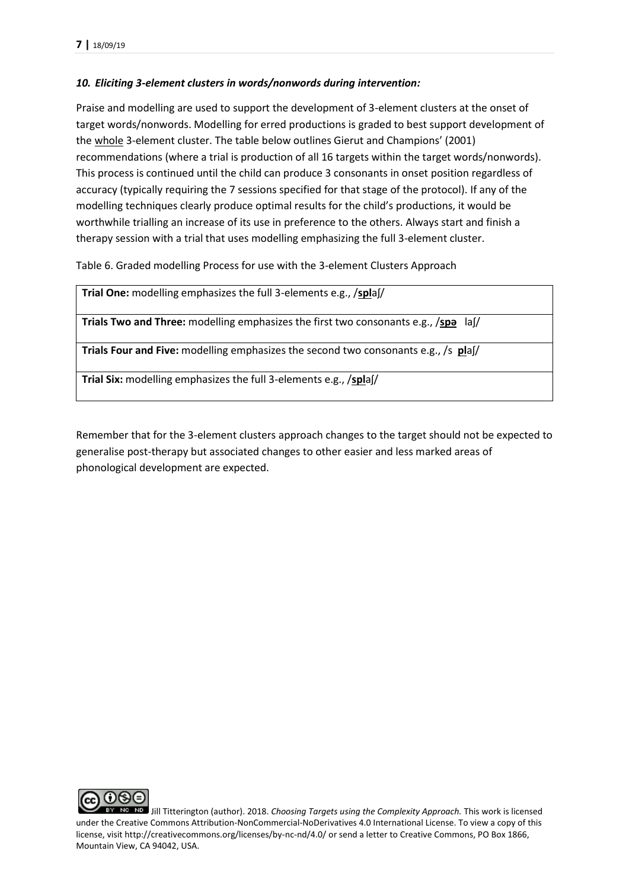### *10. Eliciting 3-element clusters in words/nonwords during intervention:*

Praise and modelling are used to support the development of 3-element clusters at the onset of target words/nonwords. Modelling for erred productions is graded to best support development of the <u>whole</u> 3-element cluster. The table below outlines Gierut and Champions' (2001) recommendations (where a trial is production of all 16 targets within the target words/nonwords). This process is continued until the child can produce 3 consonants in onset position regardless of accuracy (typically requiring the 7 sessions specified for that stage of the protocol). If any of the modelling techniques clearly produce optimal results for the child's productions, it would be worthwhile trialling an increase of its use in preference to the others. Always start and finish a therapy session with a trial that uses modelling emphasizing the full 3-element cluster.

Table 6. Graded modelling Process for use with the 3-element Clusters Approach

| |
|---|
| **Trial One:** modelling emphasizes the full 3-elements e.g., /**<u>spl</u>**aʃ/ |
| **Trials Two and Three:** modelling emphasizes the first two consonants e.g., /**<u>spə</u>** laʃ/ |
| **Trials Four and Five:** modelling emphasizes the second two consonants e.g., /s **<u>pl</u>**aʃ/ |
| **Trial Six:** modelling emphasizes the full 3-elements e.g., /**<u>spl</u>**aʃ/ |

Remember that for the 3-element clusters approach changes to the target should not be expected to generalise post-therapy but associated changes to other easier and less marked areas of phonological development are expected.

Jill Titterington (author). 2018. *Choosing Targets using the Complexity Approach.* This work is licensed under the Creative Commons Attribution-NonCommercial-NoDerivatives 4.0 International License. To view a copy of this license, visit http://creativecommons.org/licenses/by-nc-nd/4.0/ or send a letter to Creative Commons, PO Box 1866, Mountain View, CA 94042, USA.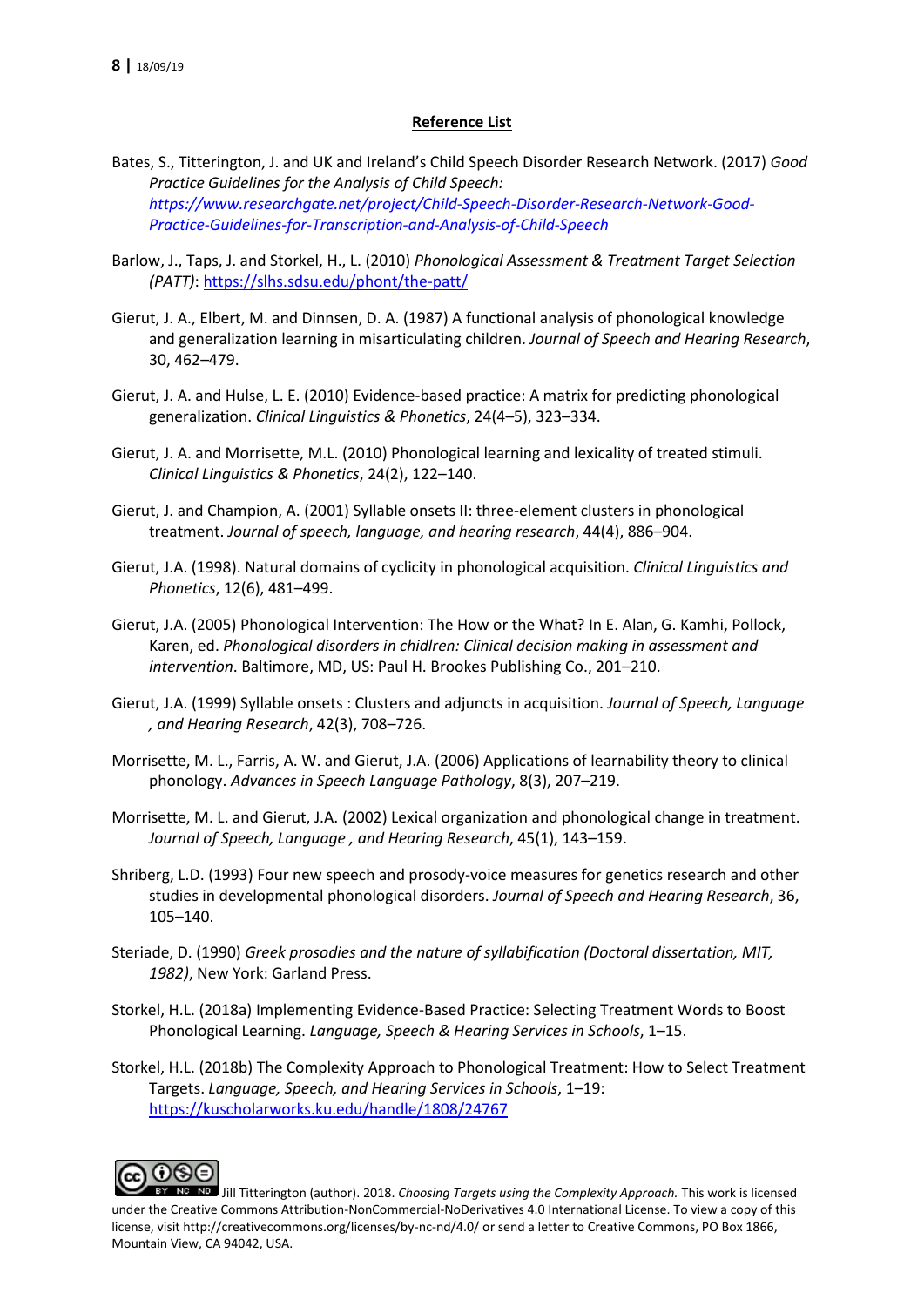**Reference List**

Bates, S., Titterington, J. and UK and Ireland's Child Speech Disorder Research Network. (2017) *Good Practice Guidelines for the Analysis of Child Speech: https://www.researchgate.net/project/Child-Speech-Disorder-Research-Network-Good-Practice-Guidelines-for-Transcription-and-Analysis-of-Child-Speech*

Barlow, J., Taps, J. and Storkel, H., L. (2010) *Phonological Assessment & Treatment Target Selection (PATT)*: https://slhs.sdsu.edu/phont/the-patt/

Gierut, J. A., Elbert, M. and Dinnsen, D. A. (1987) A functional analysis of phonological knowledge and generalization learning in misarticulating children. *Journal of Speech and Hearing Research*, 30, 462–479.

Gierut, J. A. and Hulse, L. E. (2010) Evidence-based practice: A matrix for predicting phonological generalization. *Clinical Linguistics & Phonetics*, 24(4–5), 323–334.

Gierut, J. A. and Morrisette, M.L. (2010) Phonological learning and lexicality of treated stimuli. *Clinical Linguistics & Phonetics*, 24(2), 122–140.

Gierut, J. and Champion, A. (2001) Syllable onsets II: three-element clusters in phonological treatment. *Journal of speech, language, and hearing research*, 44(4), 886–904.

Gierut, J.A. (1998). Natural domains of cyclicity in phonological acquisition. *Clinical Linguistics and Phonetics*, 12(6), 481–499.

Gierut, J.A. (2005) Phonological Intervention: The How or the What? In E. Alan, G. Kamhi, Pollock, Karen, ed. *Phonological disorders in chidlren: Clinical decision making in assessment and intervention*. Baltimore, MD, US: Paul H. Brookes Publishing Co., 201–210.

Gierut, J.A. (1999) Syllable onsets : Clusters and adjuncts in acquisition. *Journal of Speech, Language , and Hearing Research*, 42(3), 708–726.

Morrisette, M. L., Farris, A. W. and Gierut, J.A. (2006) Applications of learnability theory to clinical phonology. *Advances in Speech Language Pathology*, 8(3), 207–219.

Morrisette, M. L. and Gierut, J.A. (2002) Lexical organization and phonological change in treatment. *Journal of Speech, Language , and Hearing Research*, 45(1), 143–159.

Shriberg, L.D. (1993) Four new speech and prosody-voice measures for genetics research and other studies in developmental phonological disorders. *Journal of Speech and Hearing Research*, 36, 105–140.

Steriade, D. (1990) *Greek prosodies and the nature of syllabification (Doctoral dissertation, MIT, 1982)*, New York: Garland Press.

Storkel, H.L. (2018a) Implementing Evidence-Based Practice: Selecting Treatment Words to Boost Phonological Learning. *Language, Speech & Hearing Services in Schools*, 1–15.

Storkel, H.L. (2018b) The Complexity Approach to Phonological Treatment: How to Select Treatment Targets. *Language, Speech, and Hearing Services in Schools*, 1–19: https://kuscholarworks.ku.edu/handle/1808/24767

Jill Titterington (author). 2018. *Choosing Targets using the Complexity Approach.* This work is licensed under the Creative Commons Attribution-NonCommercial-NoDerivatives 4.0 International License. To view a copy of this license, visit http://creativecommons.org/licenses/by-nc-nd/4.0/ or send a letter to Creative Commons, PO Box 1866, Mountain View, CA 94042, USA.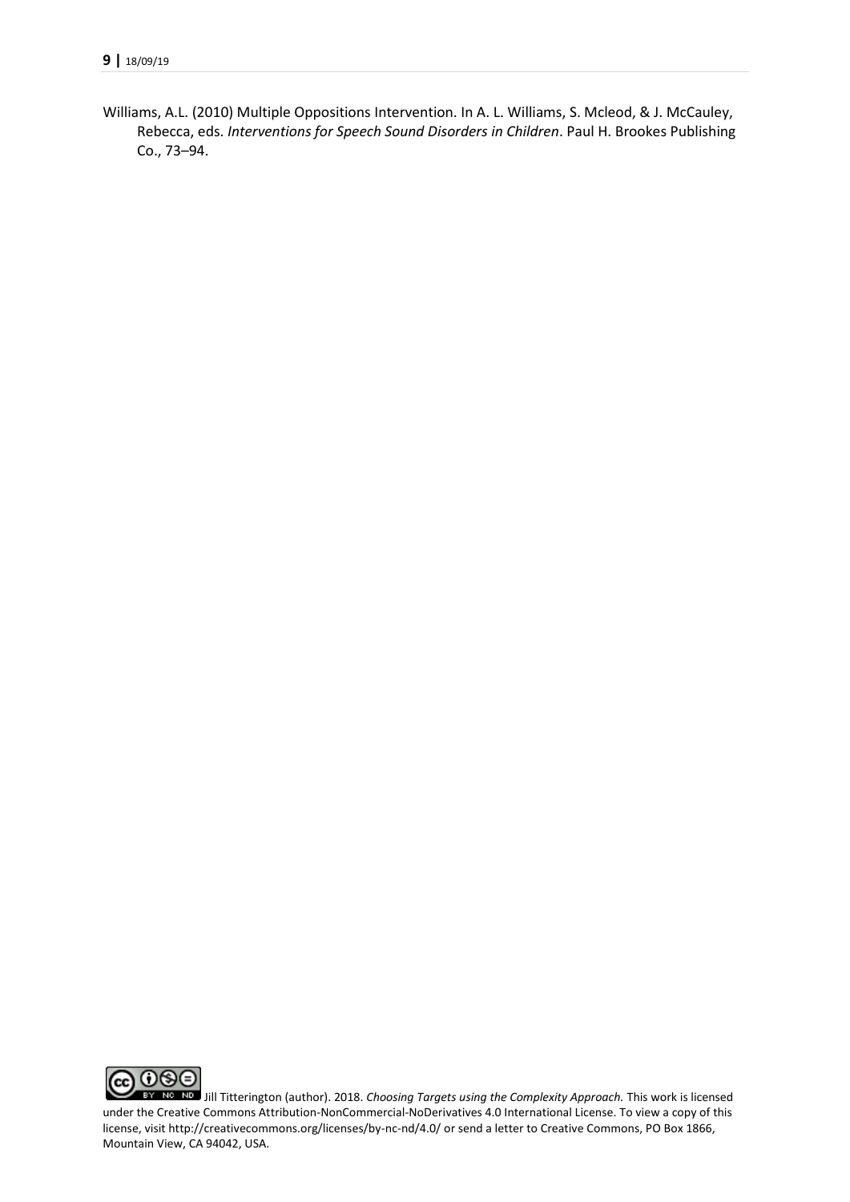Williams, A.L. (2010) Multiple Oppositions Intervention. In A. L. Williams, S. Mcleod, & J. McCauley, Rebecca, eds. *Interventions for Speech Sound Disorders in Children*. Paul H. Brookes Publishing Co., 73–94.

Jill Titterington (author). 2018. *Choosing Targets using the Complexity Approach.* This work is licensed under the Creative Commons Attribution-NonCommercial-NoDerivatives 4.0 International License. To view a copy of this license, visit http://creativecommons.org/licenses/by-nc-nd/4.0/ or send a letter to Creative Commons, PO Box 1866, Mountain View, CA 94042, USA.